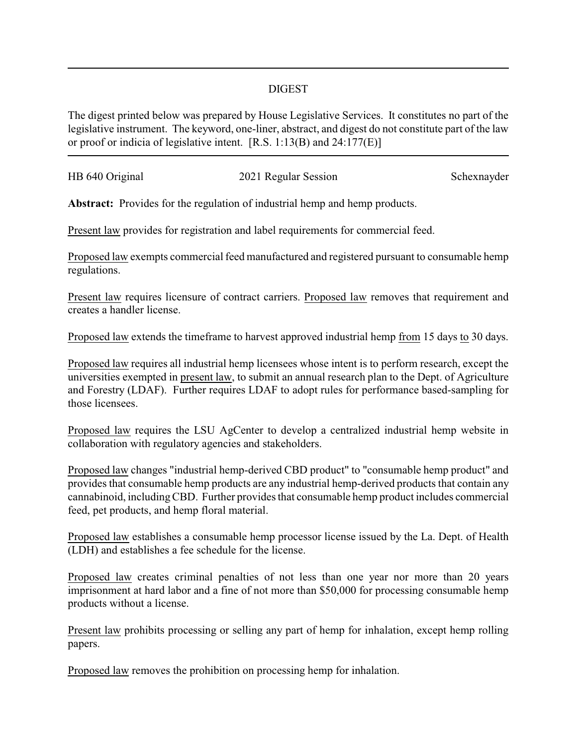## DIGEST

The digest printed below was prepared by House Legislative Services. It constitutes no part of the legislative instrument. The keyword, one-liner, abstract, and digest do not constitute part of the law or proof or indicia of legislative intent. [R.S. 1:13(B) and 24:177(E)]

HB 640 Original 2021 Regular Session Schexnayder

**Abstract:** Provides for the regulation of industrial hemp and hemp products.

Present law provides for registration and label requirements for commercial feed.

Proposed law exempts commercial feed manufactured and registered pursuant to consumable hemp regulations.

Present law requires licensure of contract carriers. Proposed law removes that requirement and creates a handler license.

Proposed law extends the timeframe to harvest approved industrial hemp from 15 days to 30 days.

Proposed law requires all industrial hemp licensees whose intent is to perform research, except the universities exempted in present law, to submit an annual research plan to the Dept. of Agriculture and Forestry (LDAF). Further requires LDAF to adopt rules for performance based-sampling for those licensees.

Proposed law requires the LSU AgCenter to develop a centralized industrial hemp website in collaboration with regulatory agencies and stakeholders.

Proposed law changes "industrial hemp-derived CBD product" to "consumable hemp product" and provides that consumable hemp products are any industrial hemp-derived products that contain any cannabinoid, including CBD. Further provides that consumable hemp product includes commercial feed, pet products, and hemp floral material.

Proposed law establishes a consumable hemp processor license issued by the La. Dept. of Health (LDH) and establishes a fee schedule for the license.

Proposed law creates criminal penalties of not less than one year nor more than 20 years imprisonment at hard labor and a fine of not more than $50,000 for processing consumable hemp products without a license.

Present law prohibits processing or selling any part of hemp for inhalation, except hemp rolling papers.

Proposed law removes the prohibition on processing hemp for inhalation.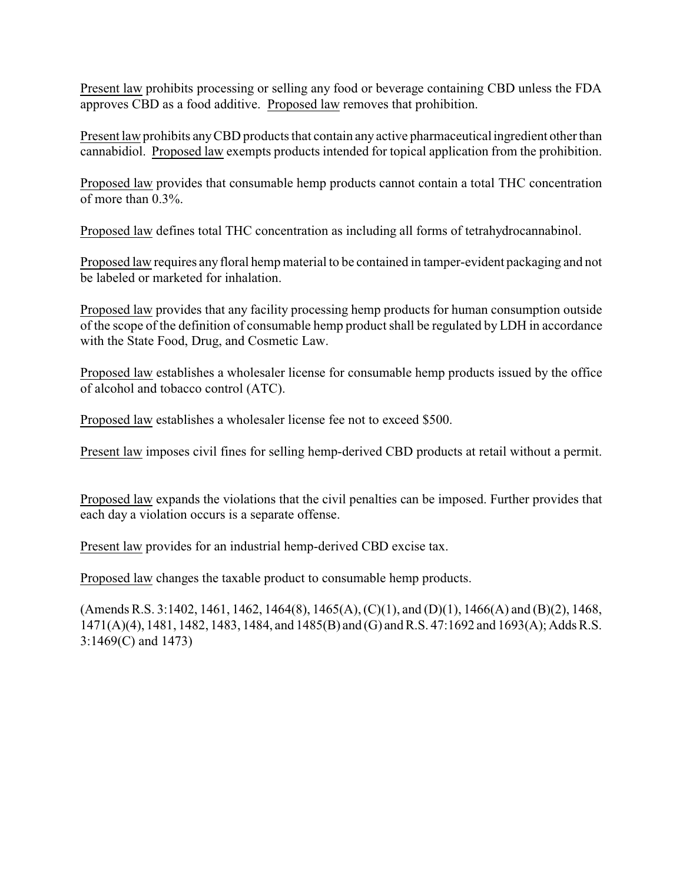Present law prohibits processing or selling any food or beverage containing CBD unless the FDA approves CBD as a food additive. Proposed law removes that prohibition.

Present law prohibits any CBD products that contain any active pharmaceutical ingredient other than cannabidiol. Proposed law exempts products intended for topical application from the prohibition.

Proposed law provides that consumable hemp products cannot contain a total THC concentration of more than 0.3%.

Proposed law defines total THC concentration as including all forms of tetrahydrocannabinol.

Proposed law requires any floral hemp material to be contained in tamper-evident packaging and not be labeled or marketed for inhalation.

Proposed law provides that any facility processing hemp products for human consumption outside of the scope of the definition of consumable hemp product shall be regulated by LDH in accordance with the State Food, Drug, and Cosmetic Law.

Proposed law establishes a wholesaler license for consumable hemp products issued by the office of alcohol and tobacco control (ATC).

Proposed law establishes a wholesaler license fee not to exceed $500.

Present law imposes civil fines for selling hemp-derived CBD products at retail without a permit.

Proposed law expands the violations that the civil penalties can be imposed. Further provides that each day a violation occurs is a separate offense.

Present law provides for an industrial hemp-derived CBD excise tax.

Proposed law changes the taxable product to consumable hemp products.

(Amends R.S. 3:1402, 1461, 1462, 1464(8), 1465(A), (C)(1), and (D)(1), 1466(A) and (B)(2), 1468, 1471(A)(4), 1481, 1482, 1483, 1484, and 1485(B) and (G) and R.S. 47:1692 and 1693(A); Adds R.S. 3:1469(C) and 1473)